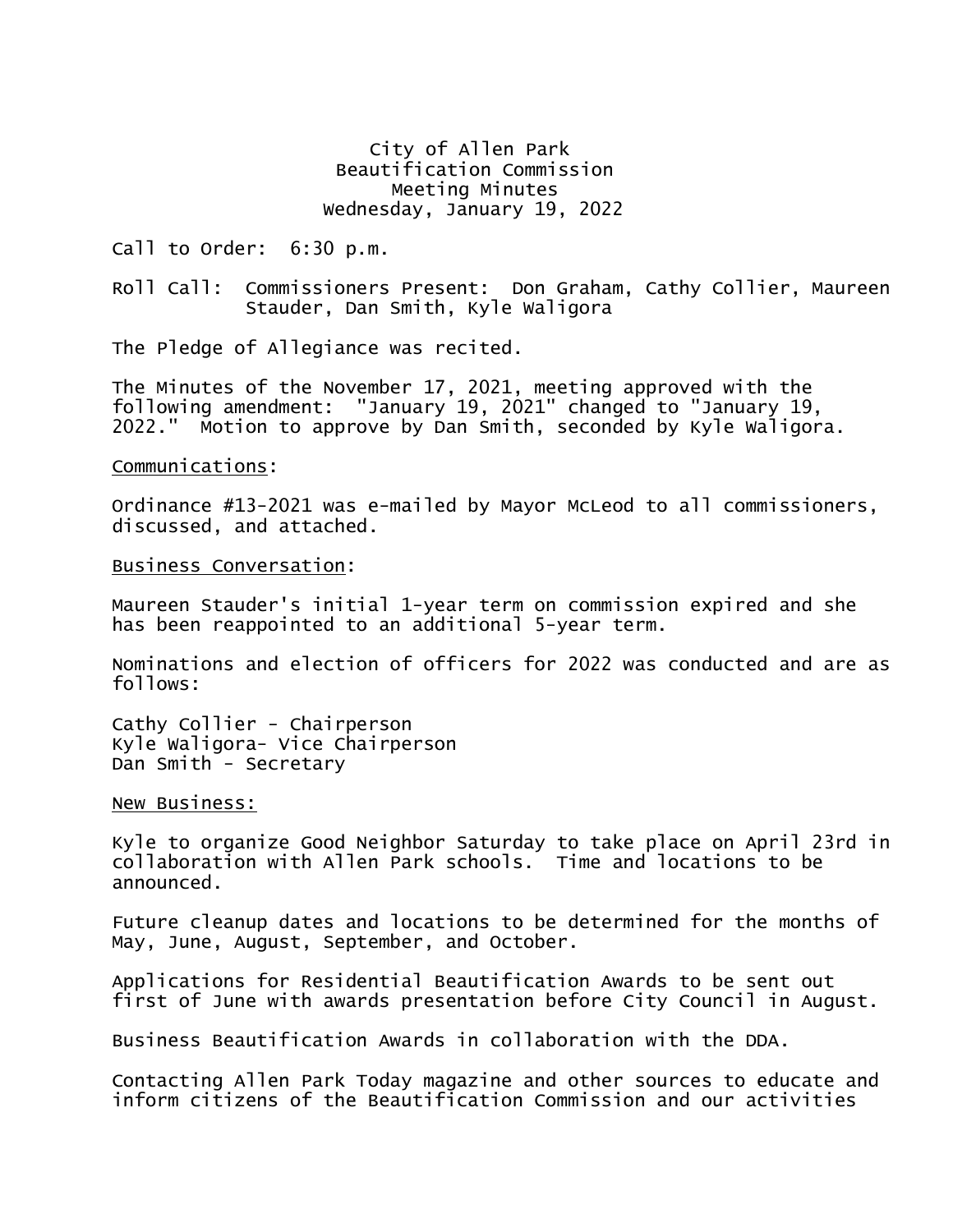City of Allen Park
Beautification Commission
Meeting Minutes
Wednesday, January 19, 2022

Call to Order: 6:30 p.m.

Roll Call: Commissioners Present: Don Graham, Cathy Collier, Maureen Stauder, Dan Smith, Kyle Waligora

The Pledge of Allegiance was recited.

The Minutes of the November 17, 2021, meeting approved with the following amendment: "January 19, 2021" changed to "January 19, 2022." Motion to approve by Dan Smith, seconded by Kyle Waligora.

<u>Communications</u>:

Ordinance #13-2021 was e-mailed by Mayor McLeod to all commissioners, discussed, and attached.

<u>Business Conversation</u>:

Maureen Stauder's initial 1-year term on commission expired and she has been reappointed to an additional 5-year term.

Nominations and election of officers for 2022 was conducted and are as follows:

Cathy Collier - Chairperson
Kyle Waligora- Vice Chairperson
Dan Smith - Secretary

<u>New Business:</u>

Kyle to organize Good Neighbor Saturday to take place on April 23rd in collaboration with Allen Park schools. Time and locations to be announced.

Future cleanup dates and locations to be determined for the months of May, June, August, September, and October.

Applications for Residential Beautification Awards to be sent out first of June with awards presentation before City Council in August.

Business Beautification Awards in collaboration with the DDA.

Contacting Allen Park Today magazine and other sources to educate and inform citizens of the Beautification Commission and our activities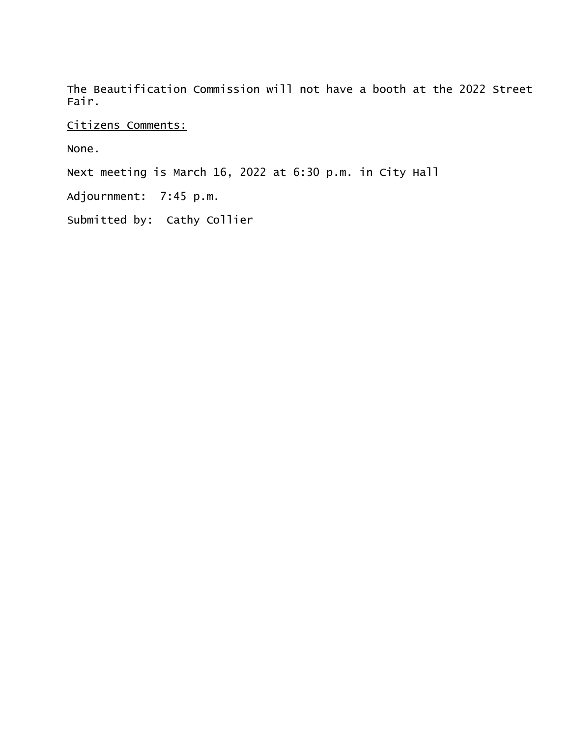The Beautification Commission will not have a booth at the 2022 Street Fair.

<u>Citizens Comments:</u>

None.

Next meeting is March 16, 2022 at 6:30 p.m. in City Hall

Adjournment: 7:45 p.m.

Submitted by: Cathy Collier